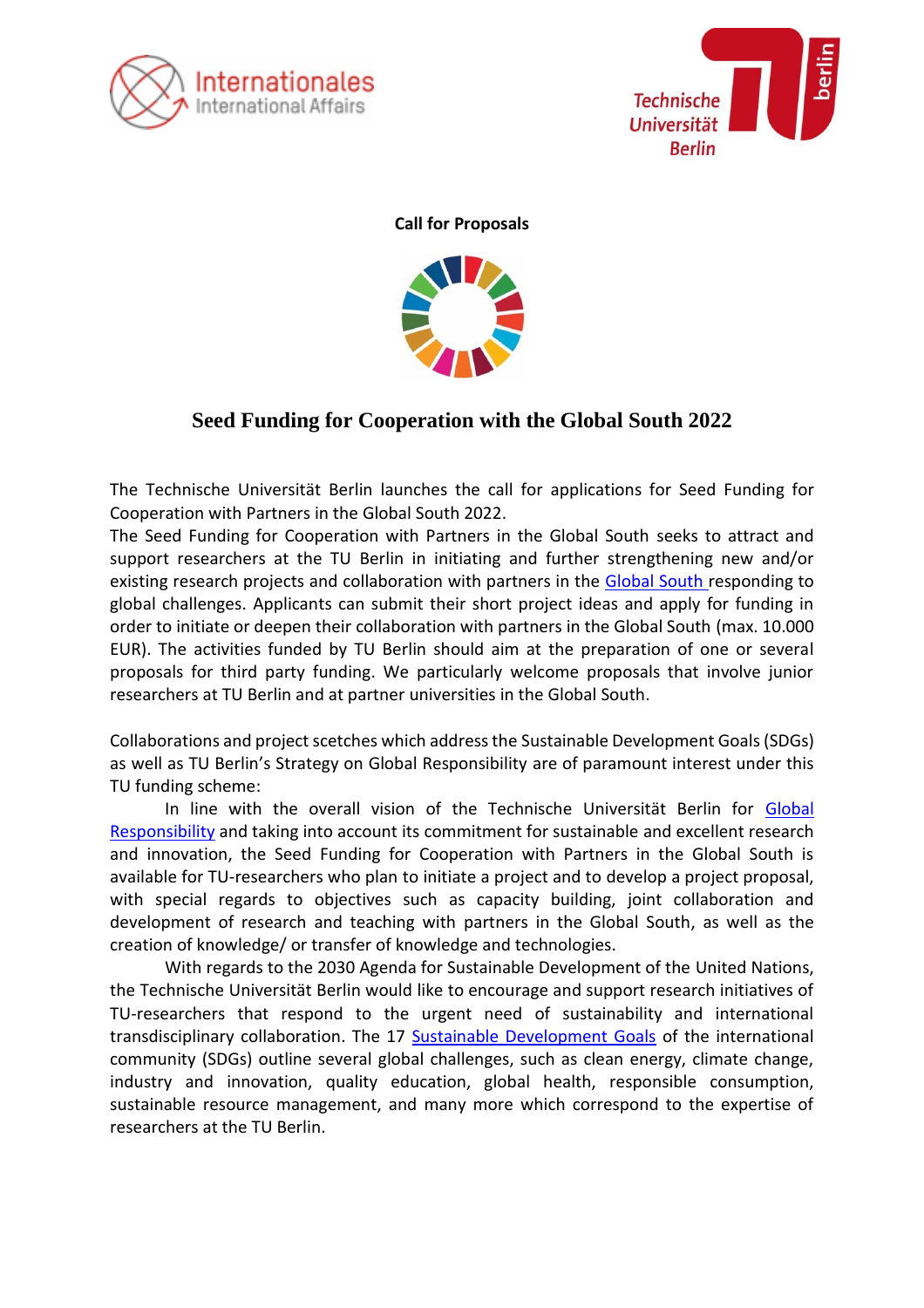**Call for Proposals**

# Seed Funding for Cooperation with the Global South 2022

The Technische Universität Berlin launches the call for applications for Seed Funding for Cooperation with Partners in the Global South 2022.
The Seed Funding for Cooperation with Partners in the Global South seeks to attract and support researchers at the TU Berlin in initiating and further strengthening new and/or existing research projects and collaboration with partners in the Global South responding to global challenges. Applicants can submit their short project ideas and apply for funding in order to initiate or deepen their collaboration with partners in the Global South (max. 10.000 EUR). The activities funded by TU Berlin should aim at the preparation of one or several proposals for third party funding. We particularly welcome proposals that involve junior researchers at TU Berlin and at partner universities in the Global South.

Collaborations and project scetches which address the Sustainable Development Goals (SDGs) as well as TU Berlin's Strategy on Global Responsibility are of paramount interest under this TU funding scheme:

In line with the overall vision of the Technische Universität Berlin for Global Responsibility and taking into account its commitment for sustainable and excellent research and innovation, the Seed Funding for Cooperation with Partners in the Global South is available for TU-researchers who plan to initiate a project and to develop a project proposal, with special regards to objectives such as capacity building, joint collaboration and development of research and teaching with partners in the Global South, as well as the creation of knowledge/ or transfer of knowledge and technologies.

With regards to the 2030 Agenda for Sustainable Development of the United Nations, the Technische Universität Berlin would like to encourage and support research initiatives of TU-researchers that respond to the urgent need of sustainability and international transdisciplinary collaboration. The 17 Sustainable Development Goals of the international community (SDGs) outline several global challenges, such as clean energy, climate change, industry and innovation, quality education, global health, responsible consumption, sustainable resource management, and many more which correspond to the expertise of researchers at the TU Berlin.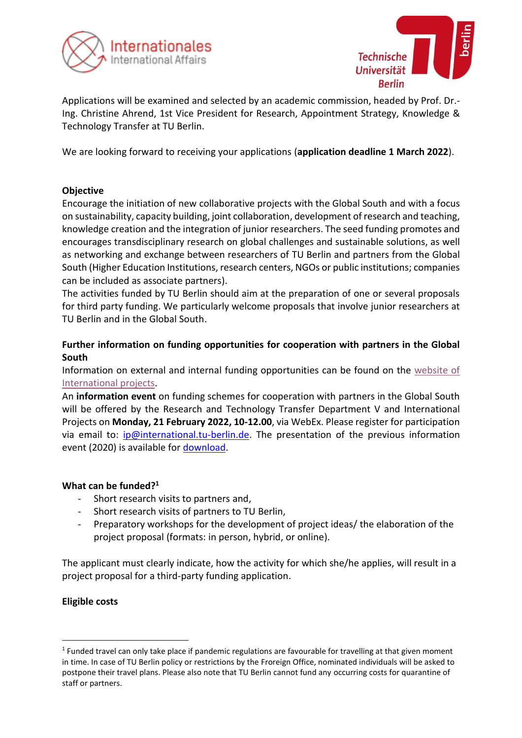Applications will be examined and selected by an academic commission, headed by Prof. Dr.-Ing. Christine Ahrend, 1st Vice President for Research, Appointment Strategy, Knowledge & Technology Transfer at TU Berlin.

We are looking forward to receiving your applications (**application deadline 1 March 2022**).

**Objective**

Encourage the initiation of new collaborative projects with the Global South and with a focus on sustainability, capacity building, joint collaboration, development of research and teaching, knowledge creation and the integration of junior researchers. The seed funding promotes and encourages transdisciplinary research on global challenges and sustainable solutions, as well as networking and exchange between researchers of TU Berlin and partners from the Global South (Higher Education Institutions, research centers, NGOs or public institutions; companies can be included as associate partners).

The activities funded by TU Berlin should aim at the preparation of one or several proposals for third party funding. We particularly welcome proposals that involve junior researchers at TU Berlin and in the Global South.

**Further information on funding opportunities for cooperation with partners in the Global South**

Information on external and internal funding opportunities can be found on the website of International projects.

An **information event** on funding schemes for cooperation with partners in the Global South will be offered by the Research and Technology Transfer Department V and International Projects on **Monday, 21 February 2022, 10-12.00**, via WebEx. Please register for participation via email to: ip@international.tu-berlin.de. The presentation of the previous information event (2020) is available for download.

**What can be funded?**[1]

- Short research visits to partners and,
- Short research visits of partners to TU Berlin,
- Preparatory workshops for the development of project ideas/ the elaboration of the project proposal (formats: in person, hybrid, or online).

The applicant must clearly indicate, how the activity for which she/he applies, will result in a project proposal for a third-party funding application.

**Eligible costs**

[1] Funded travel can only take place if pandemic regulations are favourable for travelling at that given moment in time. In case of TU Berlin policy or restrictions by the Froreign Office, nominated individuals will be asked to postpone their travel plans. Please also note that TU Berlin cannot fund any occurring costs for quarantine of staff or partners.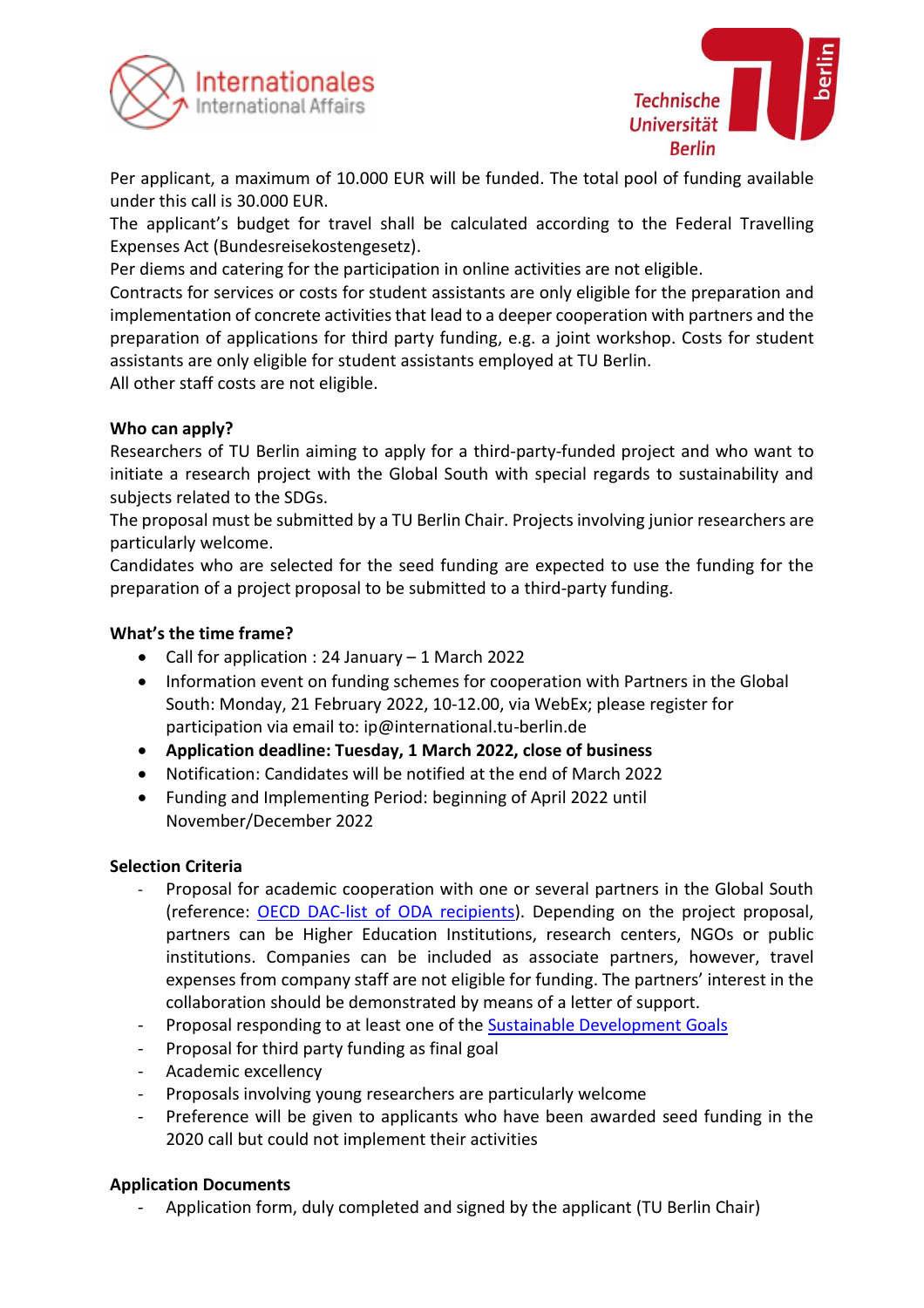Per applicant, a maximum of 10.000 EUR will be funded. The total pool of funding available under this call is 30.000 EUR.
The applicant's budget for travel shall be calculated according to the Federal Travelling Expenses Act (Bundesreisekostengesetz).
Per diems and catering for the participation in online activities are not eligible.
Contracts for services or costs for student assistants are only eligible for the preparation and implementation of concrete activities that lead to a deeper cooperation with partners and the preparation of applications for third party funding, e.g. a joint workshop. Costs for student assistants are only eligible for student assistants employed at TU Berlin.
All other staff costs are not eligible.

**Who can apply?**

Researchers of TU Berlin aiming to apply for a third-party-funded project and who want to initiate a research project with the Global South with special regards to sustainability and subjects related to the SDGs.
The proposal must be submitted by a TU Berlin Chair. Projects involving junior researchers are particularly welcome.
Candidates who are selected for the seed funding are expected to use the funding for the preparation of a project proposal to be submitted to a third-party funding.

**What's the time frame?**

- Call for application : 24 January – 1 March 2022
- Information event on funding schemes for cooperation with Partners in the Global South: Monday, 21 February 2022, 10-12.00, via WebEx; please register for participation via email to: ip@international.tu-berlin.de
- **Application deadline: Tuesday, 1 March 2022, close of business**
- Notification: Candidates will be notified at the end of March 2022
- Funding and Implementing Period: beginning of April 2022 until November/December 2022

**Selection Criteria**

- Proposal for academic cooperation with one or several partners in the Global South (reference: OECD DAC-list of ODA recipients). Depending on the project proposal, partners can be Higher Education Institutions, research centers, NGOs or public institutions. Companies can be included as associate partners, however, travel expenses from company staff are not eligible for funding. The partners' interest in the collaboration should be demonstrated by means of a letter of support.
- Proposal responding to at least one of the Sustainable Development Goals
- Proposal for third party funding as final goal
- Academic excellency
- Proposals involving young researchers are particularly welcome
- Preference will be given to applicants who have been awarded seed funding in the 2020 call but could not implement their activities

**Application Documents**

- Application form, duly completed and signed by the applicant (TU Berlin Chair)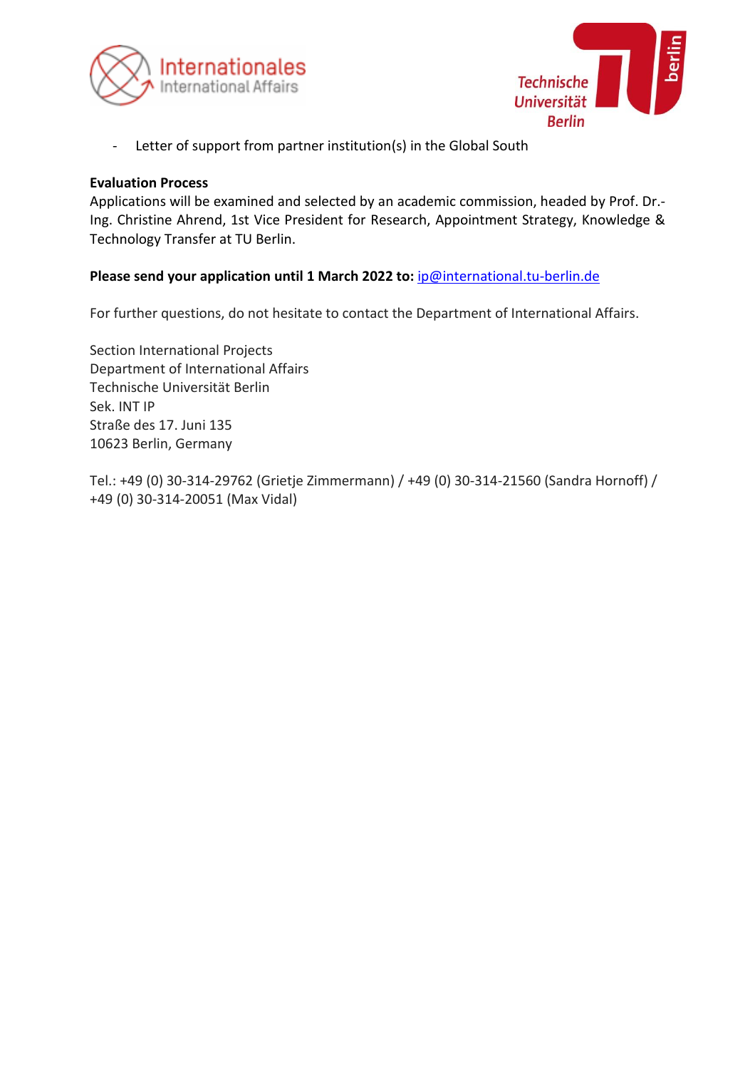- Letter of support from partner institution(s) in the Global South

**Evaluation Process**

Applications will be examined and selected by an academic commission, headed by Prof. Dr.-Ing. Christine Ahrend, 1st Vice President for Research, Appointment Strategy, Knowledge & Technology Transfer at TU Berlin.

**Please send your application until 1 March 2022 to:** ip@international.tu-berlin.de

For further questions, do not hesitate to contact the Department of International Affairs.

Section International Projects
Department of International Affairs
Technische Universität Berlin
Sek. INT IP
Straße des 17. Juni 135
10623 Berlin, Germany

Tel.: +49 (0) 30-314-29762 (Grietje Zimmermann) / +49 (0) 30-314-21560 (Sandra Hornoff) / +49 (0) 30-314-20051 (Max Vidal)